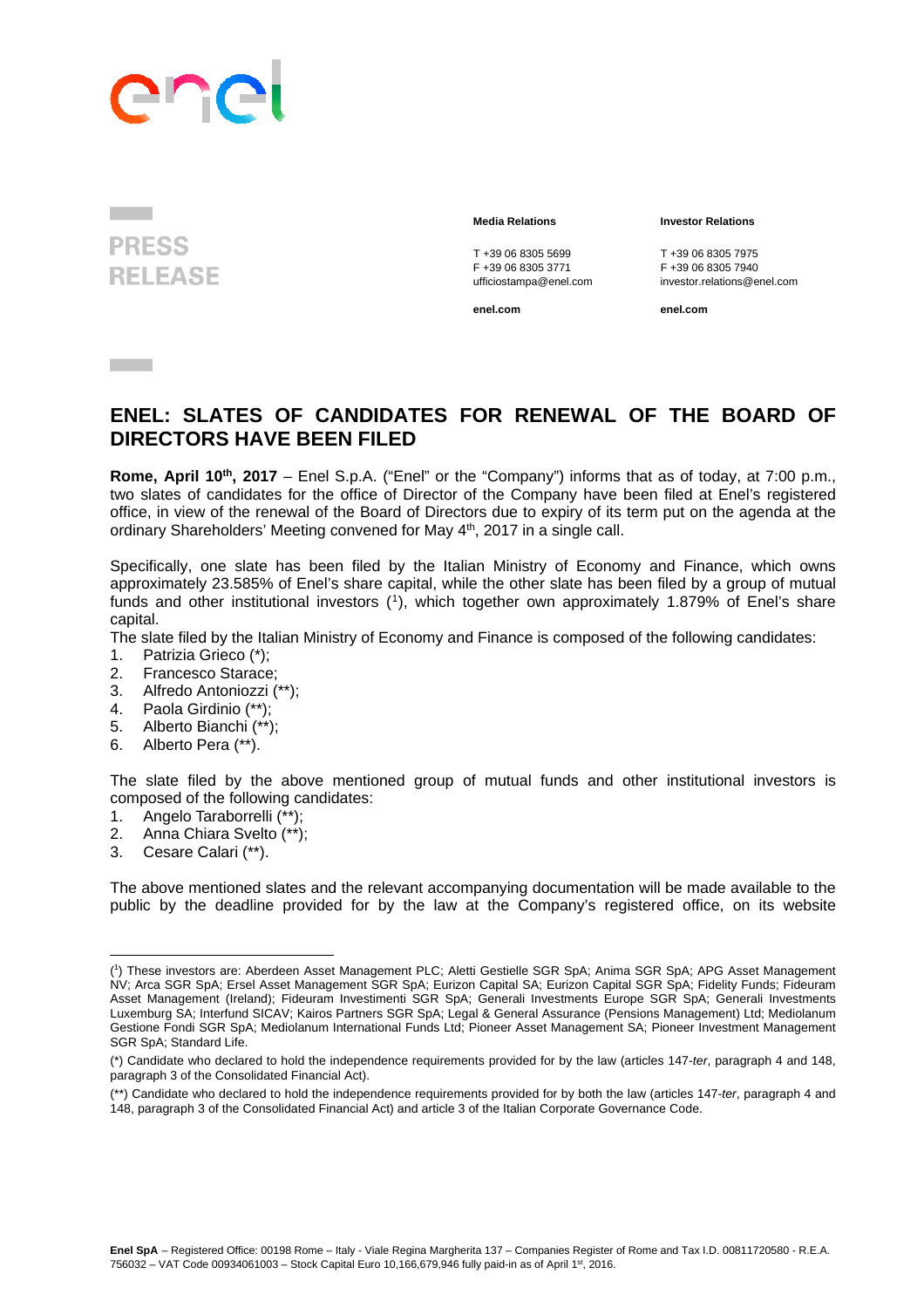PRESS RELEASE

**Media Relations**

T +39 06 8305 5699
F +39 06 8305 3771
ufficiostampa@enel.com

**enel.com**

**Investor Relations**

T +39 06 8305 7975
F +39 06 8305 7940
investor.relations@enel.com

**enel.com**

# ENEL: SLATES OF CANDIDATES FOR RENEWAL OF THE BOARD OF DIRECTORS HAVE BEEN FILED

**Rome, April 10th, 2017** – Enel S.p.A. ("Enel" or the "Company") informs that as of today, at 7:00 p.m., two slates of candidates for the office of Director of the Company have been filed at Enel's registered office, in view of the renewal of the Board of Directors due to expiry of its term put on the agenda at the ordinary Shareholders' Meeting convened for May 4th, 2017 in a single call.

Specifically, one slate has been filed by the Italian Ministry of Economy and Finance, which owns approximately 23.585% of Enel's share capital, while the other slate has been filed by a group of mutual funds and other institutional investors ([1]), which together own approximately 1.879% of Enel's share capital.

The slate filed by the Italian Ministry of Economy and Finance is composed of the following candidates:

1. Patrizia Grieco (*);
2. Francesco Starace;
3. Alfredo Antoniozzi (**);
4. Paola Girdinio (**);
5. Alberto Bianchi (**);
6. Alberto Pera (**).

The slate filed by the above mentioned group of mutual funds and other institutional investors is composed of the following candidates:

1. Angelo Taraborrelli (**);
2. Anna Chiara Svelto (**);
3. Cesare Calari (**).

The above mentioned slates and the relevant accompanying documentation will be made available to the public by the deadline provided for by the law at the Company's registered office, on its website

---

([1]) These investors are: Aberdeen Asset Management PLC; Aletti Gestielle SGR SpA; Anima SGR SpA; APG Asset Management NV; Arca SGR SpA; Ersel Asset Management SGR SpA; Eurizon Capital SA; Eurizon Capital SGR SpA; Fidelity Funds; Fideuram Asset Management (Ireland); Fideuram Investimenti SGR SpA; Generali Investments Europe SGR SpA; Generali Investments Luxemburg SA; Interfund SICAV; Kairos Partners SGR SpA; Legal & General Assurance (Pensions Management) Ltd; Mediolanum Gestione Fondi SGR SpA; Mediolanum International Funds Ltd; Pioneer Asset Management SA; Pioneer Investment Management SGR SpA; Standard Life.

(*) Candidate who declared to hold the independence requirements provided for by the law (articles 147-*ter*, paragraph 4 and 148, paragraph 3 of the Consolidated Financial Act).

(**) Candidate who declared to hold the independence requirements provided for by both the law (articles 147-*ter*, paragraph 4 and 148, paragraph 3 of the Consolidated Financial Act) and article 3 of the Italian Corporate Governance Code.

**Enel SpA** – Registered Office: 00198 Rome – Italy - Viale Regina Margherita 137 – Companies Register of Rome and Tax I.D. 00811720580 - R.E.A. 756032 – VAT Code 00934061003 – Stock Capital Euro 10,166,679,946 fully paid-in as of April 1st, 2016.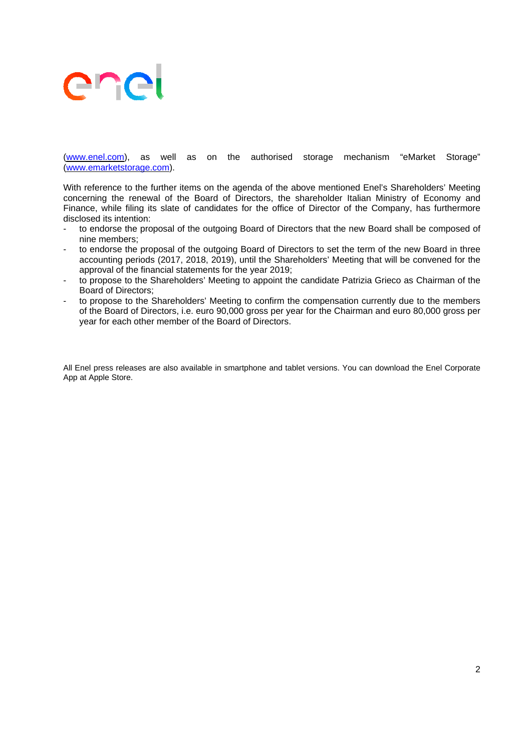(www.enel.com), as well as on the authorised storage mechanism "eMarket Storage" (www.emarketstorage.com).

With reference to the further items on the agenda of the above mentioned Enel's Shareholders' Meeting concerning the renewal of the Board of Directors, the shareholder Italian Ministry of Economy and Finance, while filing its slate of candidates for the office of Director of the Company, has furthermore disclosed its intention:

- to endorse the proposal of the outgoing Board of Directors that the new Board shall be composed of nine members;
- to endorse the proposal of the outgoing Board of Directors to set the term of the new Board in three accounting periods (2017, 2018, 2019), until the Shareholders' Meeting that will be convened for the approval of the financial statements for the year 2019;
- to propose to the Shareholders' Meeting to appoint the candidate Patrizia Grieco as Chairman of the Board of Directors;
- to propose to the Shareholders' Meeting to confirm the compensation currently due to the members of the Board of Directors, i.e. euro 90,000 gross per year for the Chairman and euro 80,000 gross per year for each other member of the Board of Directors.

All Enel press releases are also available in smartphone and tablet versions. You can download the Enel Corporate App at Apple Store.